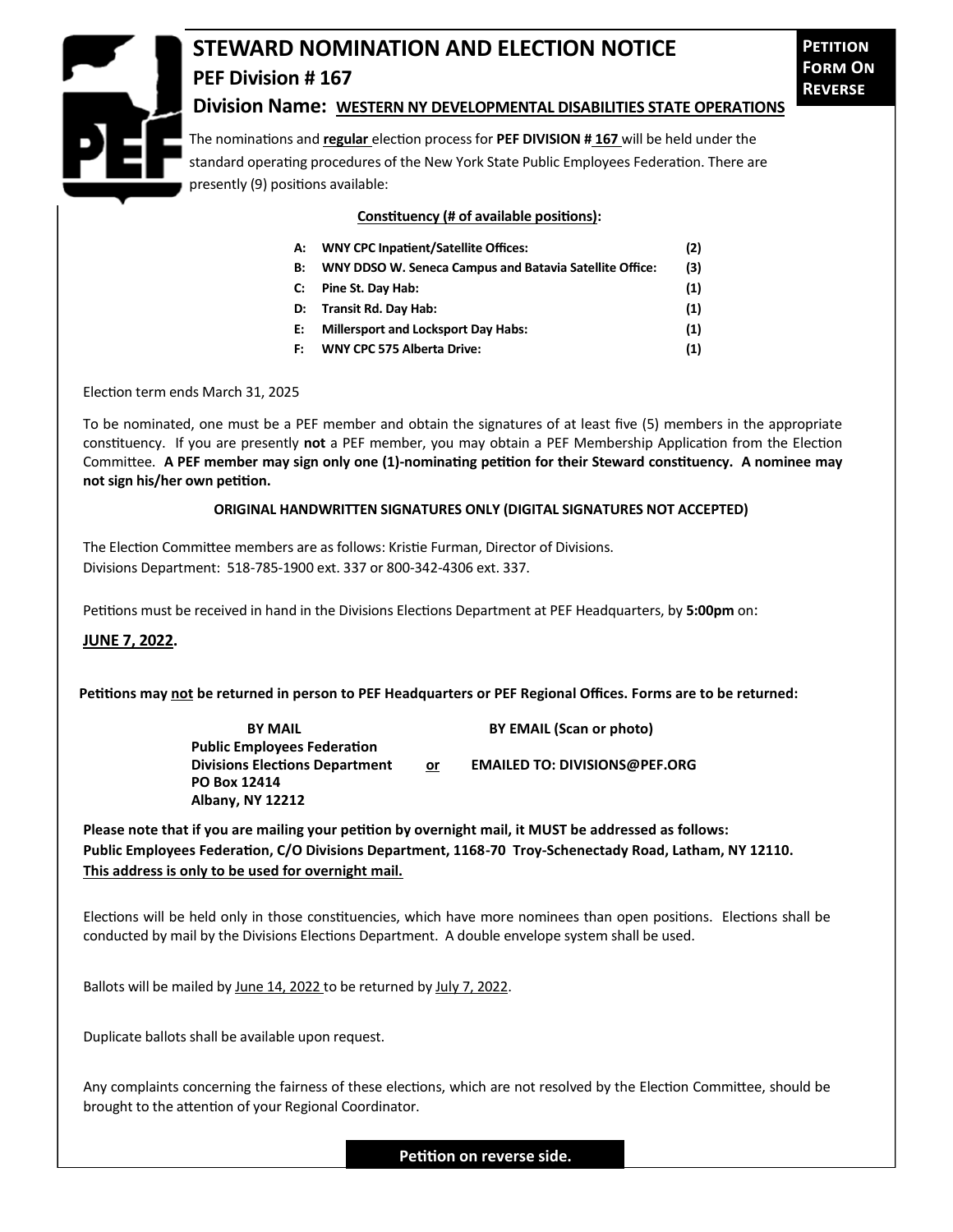# STEWARD NOMINATION AND ELECTION NOTICE

**PETITION FORM ON REVERSE**

## PEF Division # 167

### Division Name: WESTERN NY DEVELOPMENTAL DISABILITIES STATE OPERATIONS

The nominations and **regular** election process for **PEF DIVISION # 167** will be held under the standard operating procedures of the New York State Public Employees Federation. There are presently (9) positions available:

**Constituency (# of available positions):**

| | | |
|---|---|---|
| **A:** | **WNY CPC Inpatient/Satellite Offices:** | **(2)** |
| **B:** | **WNY DDSO W. Seneca Campus and Batavia Satellite Office:** | **(3)** |
| **C:** | **Pine St. Day Hab:** | **(1)** |
| **D:** | **Transit Rd. Day Hab:** | **(1)** |
| **E:** | **Millersport and Locksport Day Habs:** | **(1)** |
| **F:** | **WNY CPC 575 Alberta Drive:** | **(1)** |

Election term ends March 31, 2025

To be nominated, one must be a PEF member and obtain the signatures of at least five (5) members in the appropriate constituency. If you are presently **not** a PEF member, you may obtain a PEF Membership Application from the Election Committee. **A PEF member may sign only one (1)-nominating petition for their Steward constituency. A nominee may not sign his/her own petition.**

**ORIGINAL HANDWRITTEN SIGNATURES ONLY (DIGITAL SIGNATURES NOT ACCEPTED)**

The Election Committee members are as follows: Kristie Furman, Director of Divisions.
Divisions Department: 518-785-1900 ext. 337 or 800-342-4306 ext. 337.

Petitions must be received in hand in the Divisions Elections Department at PEF Headquarters, by **5:00pm** on:

**JUNE 7, 2022.**

**Petitions may not be returned in person to PEF Headquarters or PEF Regional Offices. Forms are to be returned:**

**BY MAIL**
**Public Employees Federation**
**Divisions Elections Department**
**PO Box 12414**
**Albany, NY 12212**

**or**

**BY EMAIL (Scan or photo)**
**EMAILED TO: DIVISIONS@PEF.ORG**

**Please note that if you are mailing your petition by overnight mail, it MUST be addressed as follows:**
**Public Employees Federation, C/O Divisions Department, 1168-70 Troy-Schenectady Road, Latham, NY 12110.**
**This address is only to be used for overnight mail.**

Elections will be held only in those constituencies, which have more nominees than open positions. Elections shall be conducted by mail by the Divisions Elections Department. A double envelope system shall be used.

Ballots will be mailed by June 14, 2022 to be returned by July 7, 2022.

Duplicate ballots shall be available upon request.

Any complaints concerning the fairness of these elections, which are not resolved by the Election Committee, should be brought to the attention of your Regional Coordinator.

**Petition on reverse side.**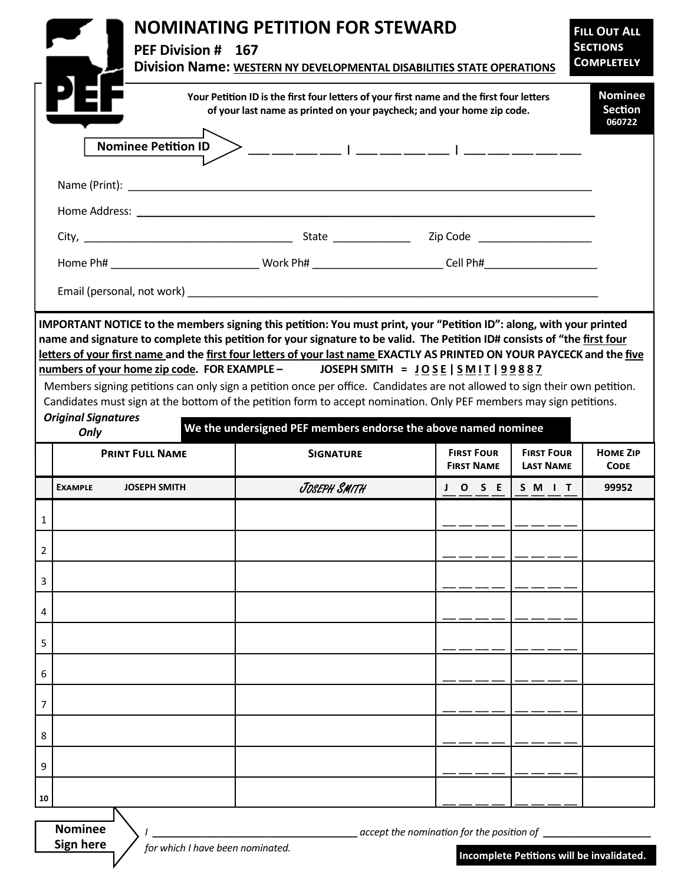# NOMINATING PETITION FOR STEWARD

**PEF Division # 167**

**Division Name: WESTERN NY DEVELOPMENTAL DISABILITIES STATE OPERATIONS**

**FILL OUT ALL SECTIONS COMPLETELY**

**Nominee Section**
**060722**

**Your Petition ID is the first four letters of your first name and the first four letters of your last name as printed on your paycheck; and your home zip code.**

**Nominee Petition ID** ___ ___ ___ ___ | ___ ___ ___ ___ | ___ ___ ___ ___ ___

Name (Print): ______________________________________________

Home Address: ______________________________________________

City, ______________________ State __________ Zip Code ______________

Home Ph# __________________ Work Ph# ________________ Cell Ph#______________

Email (personal, not work) ______________________________________________

**IMPORTANT NOTICE to the members signing this petition: You must print, your "Petition ID": along, with your printed name and signature to complete this petition for your signature to be valid. The Petition ID# consists of "the first four letters of your first name and the first four letters of your last name EXACTLY AS PRINTED ON YOUR PAYCECK and the five numbers of your home zip code. FOR EXAMPLE – JOSEPH SMITH = J O S E | S M I T | 9 9 8 8 7**

Members signing petitions can only sign a petition once per office. Candidates are not allowed to sign their own petition. Candidates must sign at the bottom of the petition form to accept nomination. Only PEF members may sign petitions.

***Original Signatures Only***

**We the undersigned PEF members endorse the above named nominee**

| | Print Full Name | Signature | First Four First Name | First Four Last Name | Home Zip Code |
|---|---|---|---|---|---|
| | EXAMPLE JOSEPH SMITH | *Joseph Smith* | J O S E | S M I T | 99952 |
| 1 | | | __ __ __ __ | __ __ __ __ | |
| 2 | | | __ __ __ __ | __ __ __ __ | |
| 3 | | | __ __ __ __ | __ __ __ __ | |
| 4 | | | __ __ __ __ | __ __ __ __ | |
| 5 | | | __ __ __ __ | __ __ __ __ | |
| 6 | | | __ __ __ __ | __ __ __ __ | |
| 7 | | | __ __ __ __ | __ __ __ __ | |
| 8 | | | __ __ __ __ | __ __ __ __ | |
| 9 | | | __ __ __ __ | __ __ __ __ | |
| 10 | | | __ __ __ __ | __ __ __ __ | |

**Nominee Sign here**

*I ______________________________ accept the nomination for the position of ________________ for which I have been nominated.*

**Incomplete Petitions will be invalidated.**